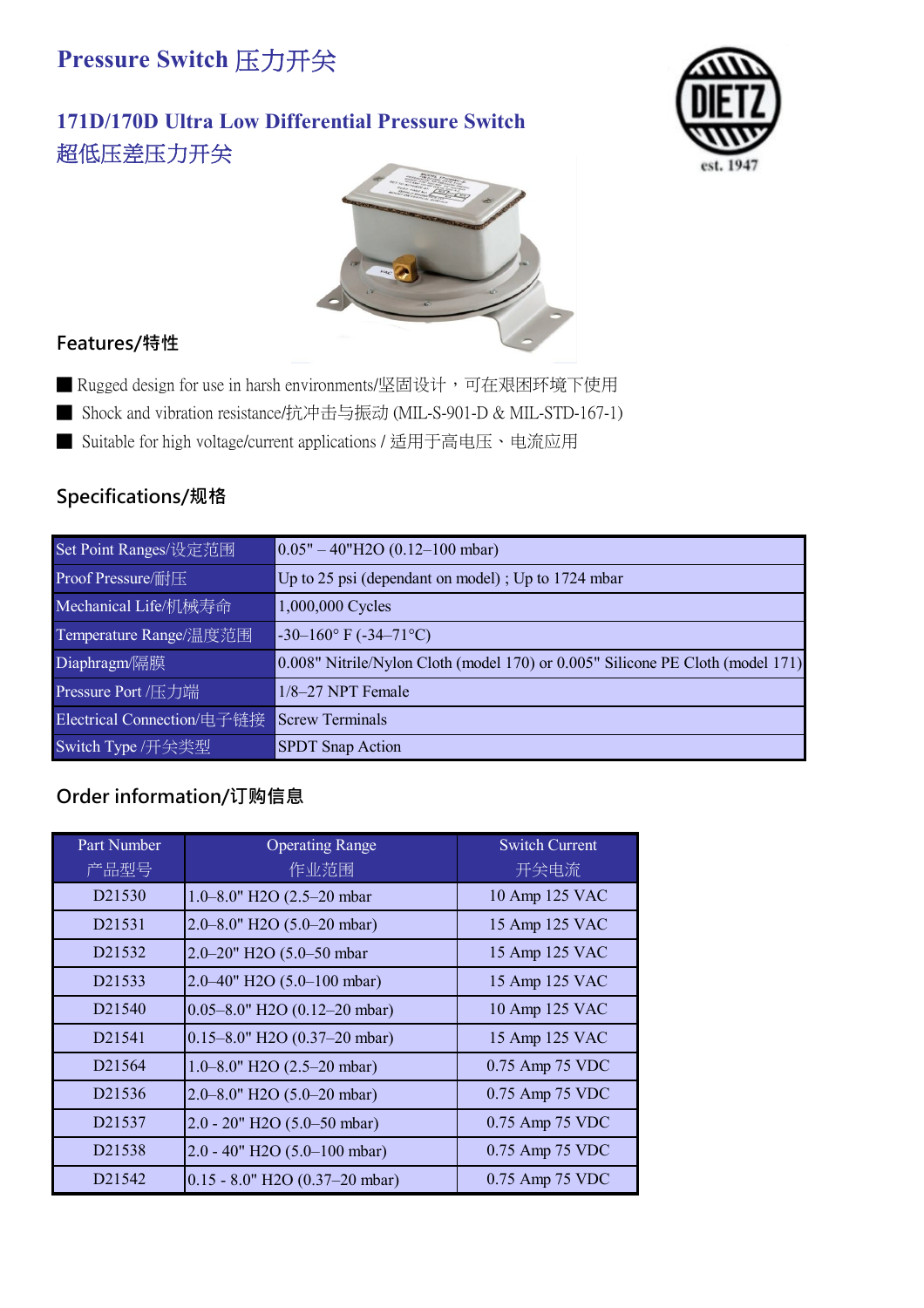# Pressure Switch 压力开关

## 171D/170D Ultra Low Differential Pressure Switch
## 超低压差压力开关

DIETZ
est. 1947

### Features/特性

- Rugged design for use in harsh environments/坚固设计，可在艰困环境下使用
- Shock and vibration resistance/抗冲击与振动 (MIL-S-901-D & MIL-STD-167-1)
- Suitable for high voltage/current applications / 适用于高电压、电流应用

### Specifications/规格

| Set Point Ranges/设定范围 | 0.05" – 40"H2O (0.12–100 mbar) |
|---|---|
| Proof Pressure/耐压 | Up to 25 psi (dependant on model) ; Up to 1724 mbar |
| Mechanical Life/机械寿命 | 1,000,000 Cycles |
| Temperature Range/温度范围 | -30–160° F (-34–71°C) |
| Diaphragm/隔膜 | 0.008" Nitrile/Nylon Cloth (model 170) or 0.005" Silicone PE Cloth (model 171) |
| Pressure Port /压力端 | 1/8–27 NPT Female |
| Electrical Connection/电子链接 | Screw Terminals |
| Switch Type /开关类型 | SPDT Snap Action |

### Order information/订购信息

| Part Number 产品型号 | Operating Range 作业范围 | Switch Current 开关电流 |
|---|---|---|
| D21530 | 1.0–8.0" H2O (2.5–20 mbar | 10 Amp 125 VAC |
| D21531 | 2.0–8.0" H2O (5.0–20 mbar) | 15 Amp 125 VAC |
| D21532 | 2.0–20" H2O (5.0–50 mbar | 15 Amp 125 VAC |
| D21533 | 2.0–40" H2O (5.0–100 mbar) | 15 Amp 125 VAC |
| D21540 | 0.05–8.0" H2O (0.12–20 mbar) | 10 Amp 125 VAC |
| D21541 | 0.15–8.0" H2O (0.37–20 mbar) | 15 Amp 125 VAC |
| D21564 | 1.0–8.0" H2O (2.5–20 mbar) | 0.75 Amp 75 VDC |
| D21536 | 2.0–8.0" H2O (5.0–20 mbar) | 0.75 Amp 75 VDC |
| D21537 | 2.0 - 20" H2O (5.0–50 mbar) | 0.75 Amp 75 VDC |
| D21538 | 2.0 - 40" H2O (5.0–100 mbar) | 0.75 Amp 75 VDC |
| D21542 | 0.15 - 8.0" H2O (0.37–20 mbar) | 0.75 Amp 75 VDC |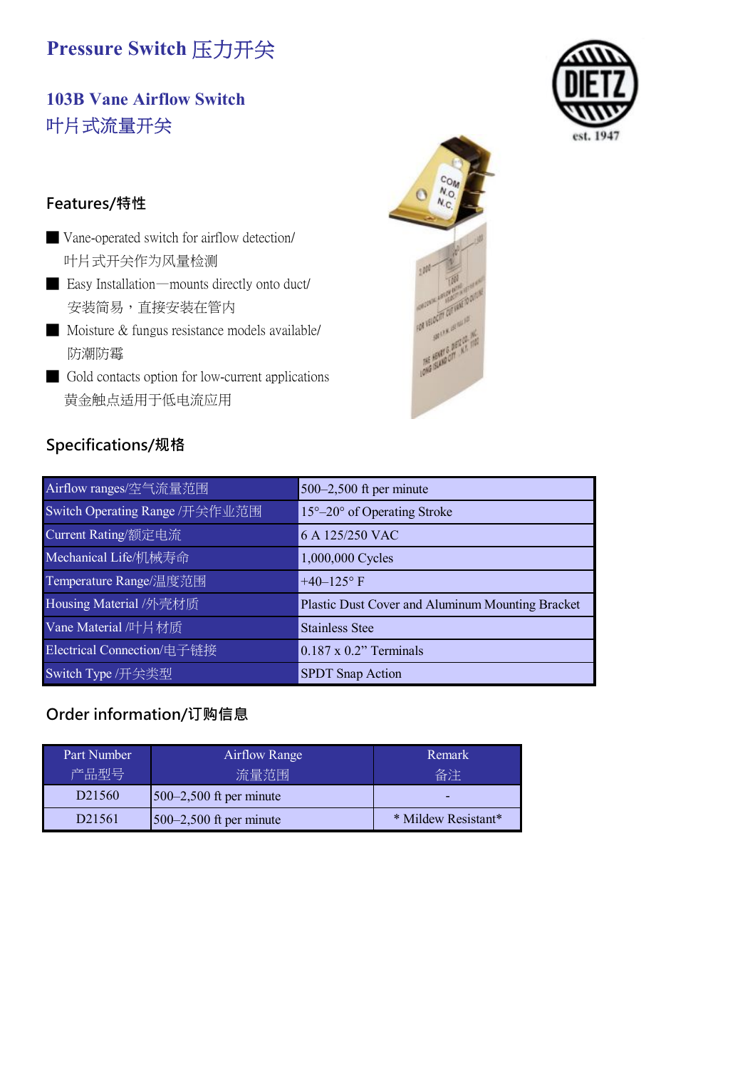# Pressure Switch 压力开关

## 103B Vane Airflow Switch
## 叶片式流量开关

### Features/特性

- Vane-operated switch for airflow detection/
  叶片式开关作为风量检测
- Easy Installation—mounts directly onto duct/
  安装简易，直接安装在管内
- Moisture & fungus resistance models available/
  防潮防霉
- Gold contacts option for low-current applications
  黄金触点适用于低电流应用

### Specifications/规格

| Airflow ranges/空气流量范围 | 500–2,500 ft per minute |
|---|---|
| Switch Operating Range /开关作业范围 | 15°–20° of Operating Stroke |
| Current Rating/额定电流 | 6 A 125/250 VAC |
| Mechanical Life/机械寿命 | 1,000,000 Cycles |
| Temperature Range/温度范围 | +40–125° F |
| Housing Material /外壳材质 | Plastic Dust Cover and Aluminum Mounting Bracket |
| Vane Material /叶片材质 | Stainless Stee |
| Electrical Connection/电子链接 | 0.187 x 0.2" Terminals |
| Switch Type /开关类型 | SPDT Snap Action |

### Order information/订购信息

| Part Number 产品型号 | Airflow Range 流量范围 | Remark 备注 |
|---|---|---|
| D21560 | 500–2,500 ft per minute | - |
| D21561 | 500–2,500 ft per minute | * Mildew Resistant* |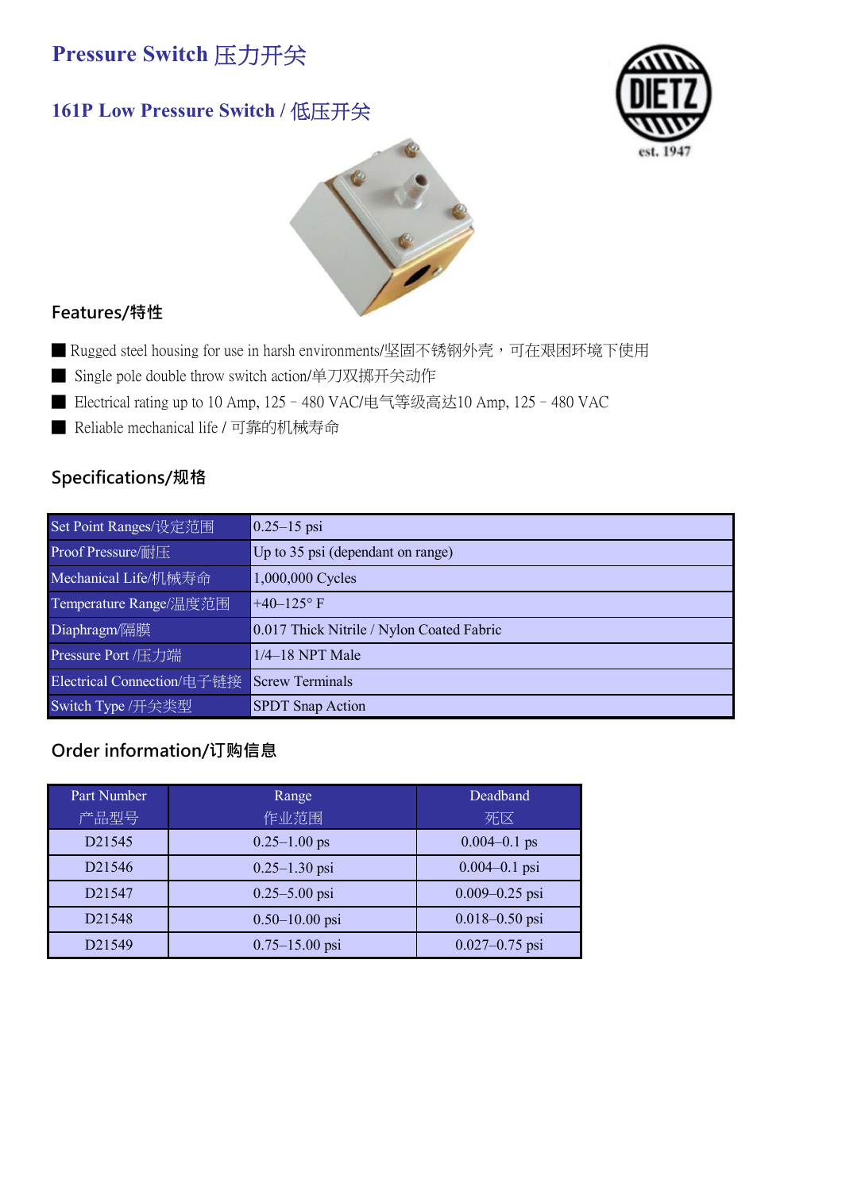# Pressure Switch 压力开关

## 161P Low Pressure Switch / 低压开关

### Features/特性

- Rugged steel housing for use in harsh environments/坚固不锈钢外壳，可在艰困环境下使用
- Single pole double throw switch action/单刀双掷开关动作
- Electrical rating up to 10 Amp, 125 – 480 VAC/电气等级高达10 Amp, 125 – 480 VAC
- Reliable mechanical life / 可靠的机械寿命

### Specifications/规格

| Set Point Ranges/设定范围 | 0.25–15 psi |
|---|---|
| Proof Pressure/耐压 | Up to 35 psi (dependant on range) |
| Mechanical Life/机械寿命 | 1,000,000 Cycles |
| Temperature Range/温度范围 | +40–125° F |
| Diaphragm/隔膜 | 0.017 Thick Nitrile / Nylon Coated Fabric |
| Pressure Port /压力端 | 1/4–18 NPT Male |
| Electrical Connection/电子链接 | Screw Terminals |
| Switch Type /开关类型 | SPDT Snap Action |

### Order information/订购信息

| Part Number 产品型号 | Range 作业范围 | Deadband 死区 |
|---|---|---|
| D21545 | 0.25–1.00 ps | 0.004–0.1 ps |
| D21546 | 0.25–1.30 psi | 0.004–0.1 psi |
| D21547 | 0.25–5.00 psi | 0.009–0.25 psi |
| D21548 | 0.50–10.00 psi | 0.018–0.50 psi |
| D21549 | 0.75–15.00 psi | 0.027–0.75 psi |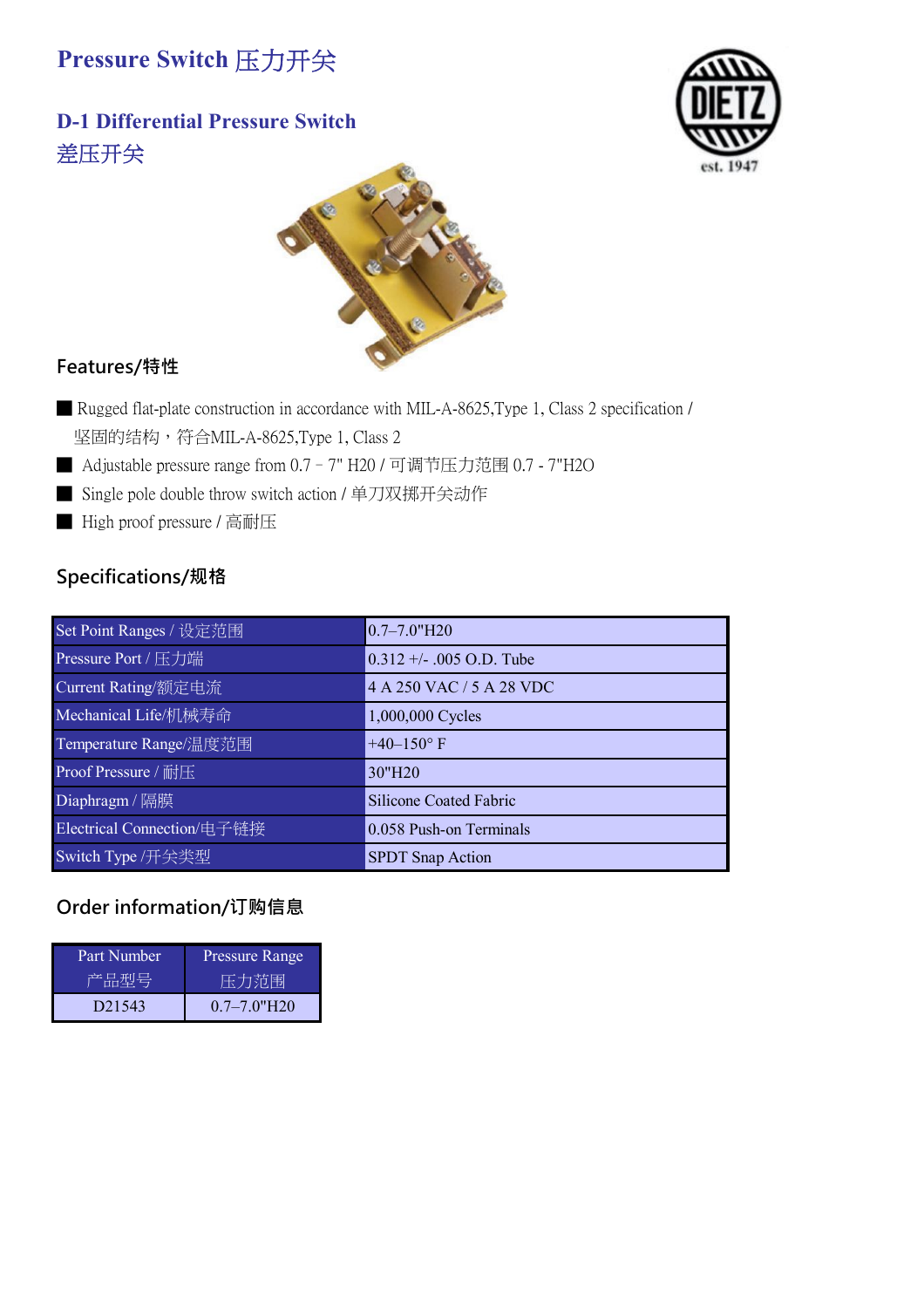# Pressure Switch 压力开关

## D-1 Differential Pressure Switch
## 差压开关

DIETZ est. 1947

### Features/特性

- Rugged flat-plate construction in accordance with MIL-A-8625,Type 1, Class 2 specification / 坚固的结构，符合MIL-A-8625,Type 1, Class 2
- Adjustable pressure range from 0.7 – 7" H20 / 可调节压力范围 0.7 - 7"H2O
- Single pole double throw switch action / 单刀双掷开关动作
- High proof pressure / 高耐压

### Specifications/规格

| | |
|---|---|
| Set Point Ranges / 设定范围 | 0.7–7.0"H20 |
| Pressure Port / 压力端 | 0.312 +/- .005 O.D. Tube |
| Current Rating/额定电流 | 4 A 250 VAC / 5 A 28 VDC |
| Mechanical Life/机械寿命 | 1,000,000 Cycles |
| Temperature Range/温度范围 | +40–150° F |
| Proof Pressure / 耐压 | 30"H20 |
| Diaphragm / 隔膜 | Silicone Coated Fabric |
| Electrical Connection/电子链接 | 0.058 Push-on Terminals |
| Switch Type /开关类型 | SPDT Snap Action |

### Order information/订购信息

| Part Number 产品型号 | Pressure Range 压力范围 |
|---|---|
| D21543 | 0.7–7.0"H20 |